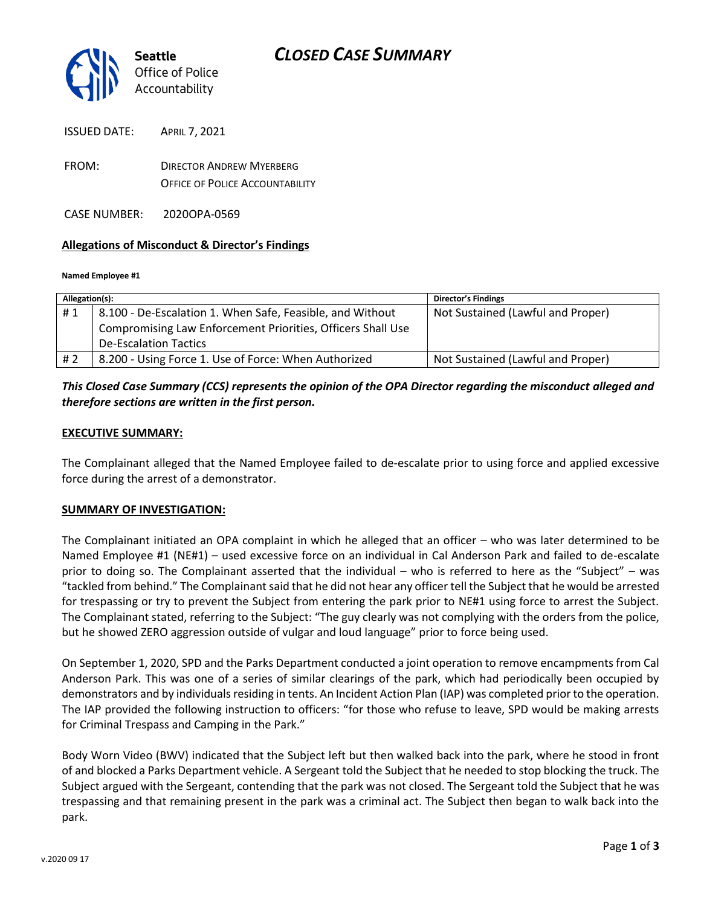# CLOSED CASE SUMMARY

**Seattle** Office of Police Accountability

ISSUED DATE: APRIL 7, 2021

FROM: DIRECTOR ANDREW MYERBERG
OFFICE OF POLICE ACCOUNTABILITY

CASE NUMBER: 2020OPA-0569

**Allegations of Misconduct & Director's Findings**

**Named Employee #1**

| Allegation(s): | | Director's Findings |
|---|---|---|
| # 1 | 8.100 - De-Escalation 1. When Safe, Feasible, and Without Compromising Law Enforcement Priorities, Officers Shall Use De-Escalation Tactics | Not Sustained (Lawful and Proper) |
| # 2 | 8.200 - Using Force 1. Use of Force: When Authorized | Not Sustained (Lawful and Proper) |

***This Closed Case Summary (CCS) represents the opinion of the OPA Director regarding the misconduct alleged and therefore sections are written in the first person.***

**EXECUTIVE SUMMARY:**

The Complainant alleged that the Named Employee failed to de-escalate prior to using force and applied excessive force during the arrest of a demonstrator.

**SUMMARY OF INVESTIGATION:**

The Complainant initiated an OPA complaint in which he alleged that an officer – who was later determined to be Named Employee #1 (NE#1) – used excessive force on an individual in Cal Anderson Park and failed to de-escalate prior to doing so. The Complainant asserted that the individual – who is referred to here as the "Subject" – was "tackled from behind." The Complainant said that he did not hear any officer tell the Subject that he would be arrested for trespassing or try to prevent the Subject from entering the park prior to NE#1 using force to arrest the Subject. The Complainant stated, referring to the Subject: "The guy clearly was not complying with the orders from the police, but he showed ZERO aggression outside of vulgar and loud language" prior to force being used.

On September 1, 2020, SPD and the Parks Department conducted a joint operation to remove encampments from Cal Anderson Park. This was one of a series of similar clearings of the park, which had periodically been occupied by demonstrators and by individuals residing in tents. An Incident Action Plan (IAP) was completed prior to the operation. The IAP provided the following instruction to officers: "for those who refuse to leave, SPD would be making arrests for Criminal Trespass and Camping in the Park."

Body Worn Video (BWV) indicated that the Subject left but then walked back into the park, where he stood in front of and blocked a Parks Department vehicle. A Sergeant told the Subject that he needed to stop blocking the truck. The Subject argued with the Sergeant, contending that the park was not closed. The Sergeant told the Subject that he was trespassing and that remaining present in the park was a criminal act. The Subject then began to walk back into the park.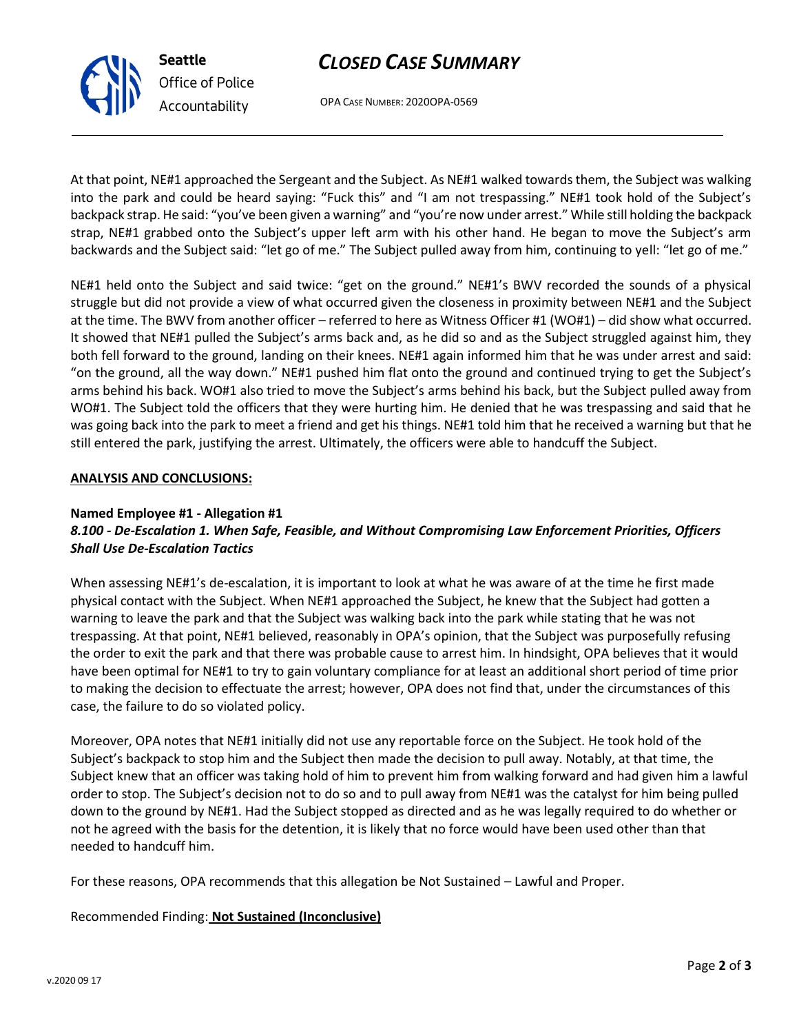At that point, NE#1 approached the Sergeant and the Subject. As NE#1 walked towards them, the Subject was walking into the park and could be heard saying: "Fuck this" and "I am not trespassing." NE#1 took hold of the Subject's backpack strap. He said: "you've been given a warning" and "you're now under arrest." While still holding the backpack strap, NE#1 grabbed onto the Subject's upper left arm with his other hand. He began to move the Subject's arm backwards and the Subject said: "let go of me." The Subject pulled away from him, continuing to yell: "let go of me."

NE#1 held onto the Subject and said twice: "get on the ground." NE#1's BWV recorded the sounds of a physical struggle but did not provide a view of what occurred given the closeness in proximity between NE#1 and the Subject at the time. The BWV from another officer – referred to here as Witness Officer #1 (WO#1) – did show what occurred. It showed that NE#1 pulled the Subject's arms back and, as he did so and as the Subject struggled against him, they both fell forward to the ground, landing on their knees. NE#1 again informed him that he was under arrest and said: "on the ground, all the way down." NE#1 pushed him flat onto the ground and continued trying to get the Subject's arms behind his back. WO#1 also tried to move the Subject's arms behind his back, but the Subject pulled away from WO#1. The Subject told the officers that they were hurting him. He denied that he was trespassing and said that he was going back into the park to meet a friend and get his things. NE#1 told him that he received a warning but that he still entered the park, justifying the arrest. Ultimately, the officers were able to handcuff the Subject.

**ANALYSIS AND CONCLUSIONS:**

**Named Employee #1 - Allegation #1**
***8.100 - De-Escalation 1. When Safe, Feasible, and Without Compromising Law Enforcement Priorities, Officers Shall Use De-Escalation Tactics***

When assessing NE#1's de-escalation, it is important to look at what he was aware of at the time he first made physical contact with the Subject. When NE#1 approached the Subject, he knew that the Subject had gotten a warning to leave the park and that the Subject was walking back into the park while stating that he was not trespassing. At that point, NE#1 believed, reasonably in OPA's opinion, that the Subject was purposefully refusing the order to exit the park and that there was probable cause to arrest him. In hindsight, OPA believes that it would have been optimal for NE#1 to try to gain voluntary compliance for at least an additional short period of time prior to making the decision to effectuate the arrest; however, OPA does not find that, under the circumstances of this case, the failure to do so violated policy.

Moreover, OPA notes that NE#1 initially did not use any reportable force on the Subject. He took hold of the Subject's backpack to stop him and the Subject then made the decision to pull away. Notably, at that time, the Subject knew that an officer was taking hold of him to prevent him from walking forward and had given him a lawful order to stop. The Subject's decision not to do so and to pull away from NE#1 was the catalyst for him being pulled down to the ground by NE#1. Had the Subject stopped as directed and as he was legally required to do whether or not he agreed with the basis for the detention, it is likely that no force would have been used other than that needed to handcuff him.

For these reasons, OPA recommends that this allegation be Not Sustained – Lawful and Proper.

Recommended Finding: **Not Sustained (Inconclusive)**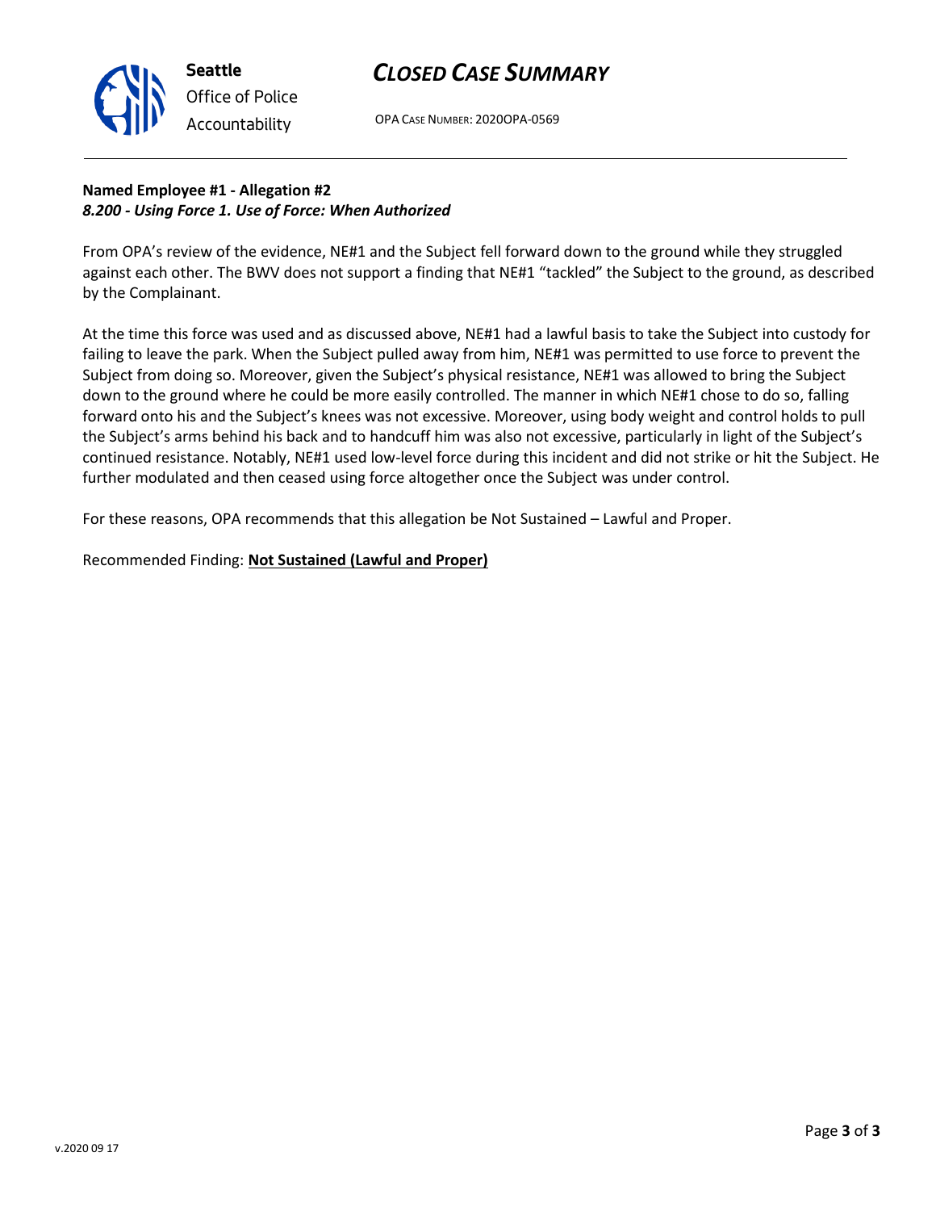**Named Employee #1 - Allegation #2**
***8.200 - Using Force 1. Use of Force: When Authorized***

From OPA's review of the evidence, NE#1 and the Subject fell forward down to the ground while they struggled against each other. The BWV does not support a finding that NE#1 "tackled" the Subject to the ground, as described by the Complainant.

At the time this force was used and as discussed above, NE#1 had a lawful basis to take the Subject into custody for failing to leave the park. When the Subject pulled away from him, NE#1 was permitted to use force to prevent the Subject from doing so. Moreover, given the Subject's physical resistance, NE#1 was allowed to bring the Subject down to the ground where he could be more easily controlled. The manner in which NE#1 chose to do so, falling forward onto his and the Subject's knees was not excessive. Moreover, using body weight and control holds to pull the Subject's arms behind his back and to handcuff him was also not excessive, particularly in light of the Subject's continued resistance. Notably, NE#1 used low-level force during this incident and did not strike or hit the Subject. He further modulated and then ceased using force altogether once the Subject was under control.

For these reasons, OPA recommends that this allegation be Not Sustained – Lawful and Proper.

Recommended Finding: **Not Sustained (Lawful and Proper)**